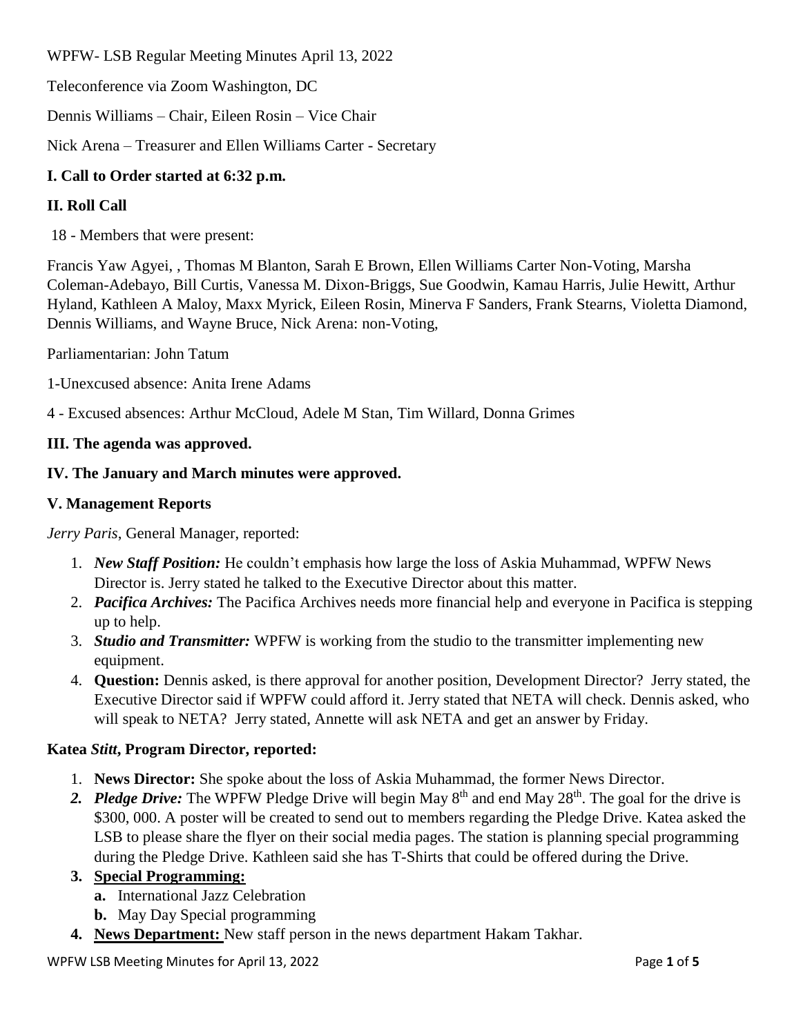WPFW- LSB Regular Meeting Minutes April 13, 2022

Teleconference via Zoom Washington, DC

Dennis Williams – Chair, Eileen Rosin – Vice Chair

Nick Arena – Treasurer and Ellen Williams Carter - Secretary

**I. Call to Order started at 6:32 p.m.**

**II. Roll Call**

18 - Members that were present:

Francis Yaw Agyei, , Thomas M Blanton, Sarah E Brown, Ellen Williams Carter Non-Voting, Marsha Coleman-Adebayo, Bill Curtis, Vanessa M. Dixon-Briggs, Sue Goodwin, Kamau Harris, Julie Hewitt, Arthur Hyland, Kathleen A Maloy, Maxx Myrick, Eileen Rosin, Minerva F Sanders, Frank Stearns, Violetta Diamond, Dennis Williams, and Wayne Bruce, Nick Arena: non-Voting,

Parliamentarian: John Tatum

1-Unexcused absence: Anita Irene Adams

4 - Excused absences: Arthur McCloud, Adele M Stan, Tim Willard, Donna Grimes

**III. The agenda was approved.**

**IV. The January and March minutes were approved.**

**V. Management Reports**

*Jerry Paris*, General Manager, reported:

1. ***New Staff Position:*** He couldn't emphasis how large the loss of Askia Muhammad, WPFW News Director is. Jerry stated he talked to the Executive Director about this matter.
2. ***Pacifica Archives:*** The Pacifica Archives needs more financial help and everyone in Pacifica is stepping up to help.
3. ***Studio and Transmitter:*** WPFW is working from the studio to the transmitter implementing new equipment.
4. **Question:** Dennis asked, is there approval for another position, Development Director? Jerry stated, the Executive Director said if WPFW could afford it. Jerry stated that NETA will check. Dennis asked, who will speak to NETA? Jerry stated, Annette will ask NETA and get an answer by Friday.

**Katea *Stitt*, Program Director, reported:**

1. **News Director:** She spoke about the loss of Askia Muhammad, the former News Director.
2. ***Pledge Drive:*** The WPFW Pledge Drive will begin May 8th and end May 28th. The goal for the drive is \$300, 000. A poster will be created to send out to members regarding the Pledge Drive. Katea asked the LSB to please share the flyer on their social media pages. The station is planning special programming during the Pledge Drive. Kathleen said she has T-Shirts that could be offered during the Drive.
3. **Special Programming:**
   a. International Jazz Celebration
   b. May Day Special programming
4. **News Department:** New staff person in the news department Hakam Takhar.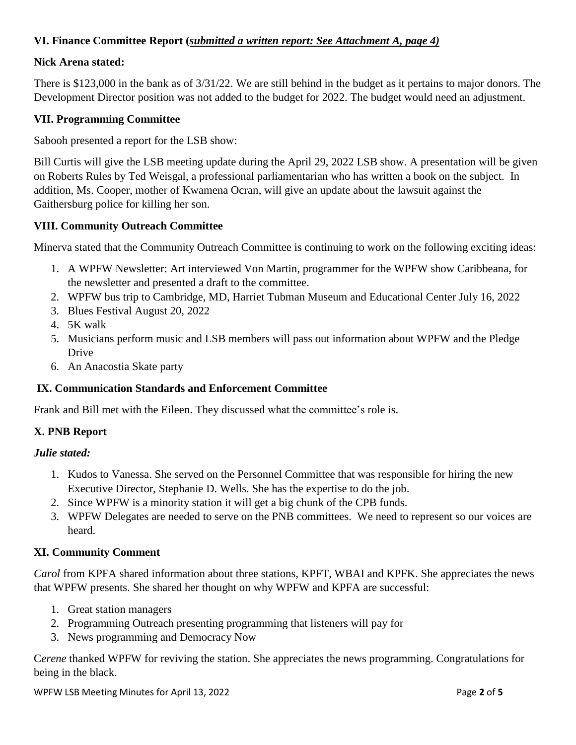### VI. Finance Committee Report (*submitted a written report: See Attachment A, page 4)*

**Nick Arena stated:**

There is $123,000 in the bank as of 3/31/22. We are still behind in the budget as it pertains to major donors. The Development Director position was not added to the budget for 2022. The budget would need an adjustment.

### VII. Programming Committee

Sabooh presented a report for the LSB show:

Bill Curtis will give the LSB meeting update during the April 29, 2022 LSB show. A presentation will be given on Roberts Rules by Ted Weisgal, a professional parliamentarian who has written a book on the subject. In addition, Ms. Cooper, mother of Kwamena Ocran, will give an update about the lawsuit against the Gaithersburg police for killing her son.

### VIII. Community Outreach Committee

Minerva stated that the Community Outreach Committee is continuing to work on the following exciting ideas:

1. A WPFW Newsletter: Art interviewed Von Martin, programmer for the WPFW show Caribbeana, for the newsletter and presented a draft to the committee.
2. WPFW bus trip to Cambridge, MD, Harriet Tubman Museum and Educational Center July 16, 2022
3. Blues Festival August 20, 2022
4. 5K walk
5. Musicians perform music and LSB members will pass out information about WPFW and the Pledge Drive
6. An Anacostia Skate party

### IX. Communication Standards and Enforcement Committee

Frank and Bill met with the Eileen. They discussed what the committee's role is.

### X. PNB Report

***Julie stated:***

1. Kudos to Vanessa. She served on the Personnel Committee that was responsible for hiring the new Executive Director, Stephanie D. Wells. She has the expertise to do the job.
2. Since WPFW is a minority station it will get a big chunk of the CPB funds.
3. WPFW Delegates are needed to serve on the PNB committees. We need to represent so our voices are heard.

### XI. Community Comment

*Carol* from KPFA shared information about three stations, KPFT, WBAI and KPFK. She appreciates the news that WPFW presents. She shared her thought on why WPFW and KPFA are successful:

1. Great station managers
2. Programming Outreach presenting programming that listeners will pay for
3. News programming and Democracy Now

C*erene* thanked WPFW for reviving the station. She appreciates the news programming. Congratulations for being in the black.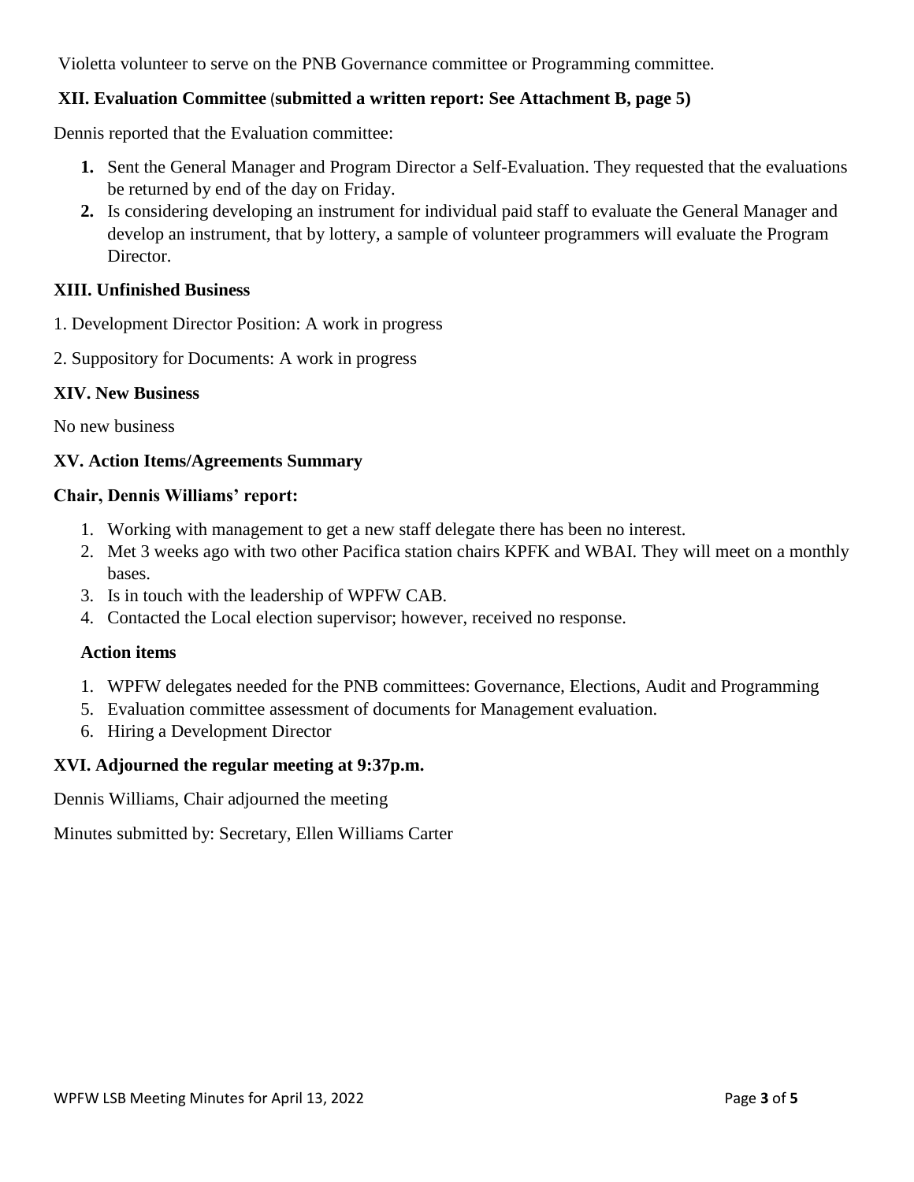Violetta volunteer to serve on the PNB Governance committee or Programming committee.

### XII. Evaluation Committee (submitted a written report: See Attachment B, page 5)

Dennis reported that the Evaluation committee:

1. Sent the General Manager and Program Director a Self-Evaluation. They requested that the evaluations be returned by end of the day on Friday.
2. Is considering developing an instrument for individual paid staff to evaluate the General Manager and develop an instrument, that by lottery, a sample of volunteer programmers will evaluate the Program Director.

### XIII. Unfinished Business

1. Development Director Position: A work in progress

2. Suppository for Documents: A work in progress

### XIV. New Business

No new business

### XV. Action Items/Agreements Summary

**Chair, Dennis Williams' report:**

1. Working with management to get a new staff delegate there has been no interest.
2. Met 3 weeks ago with two other Pacifica station chairs KPFK and WBAI. They will meet on a monthly bases.
3. Is in touch with the leadership of WPFW CAB.
4. Contacted the Local election supervisor; however, received no response.

**Action items**

1. WPFW delegates needed for the PNB committees: Governance, Elections, Audit and Programming
5. Evaluation committee assessment of documents for Management evaluation.
6. Hiring a Development Director

### XVI. Adjourned the regular meeting at 9:37p.m.

Dennis Williams, Chair adjourned the meeting

Minutes submitted by: Secretary, Ellen Williams Carter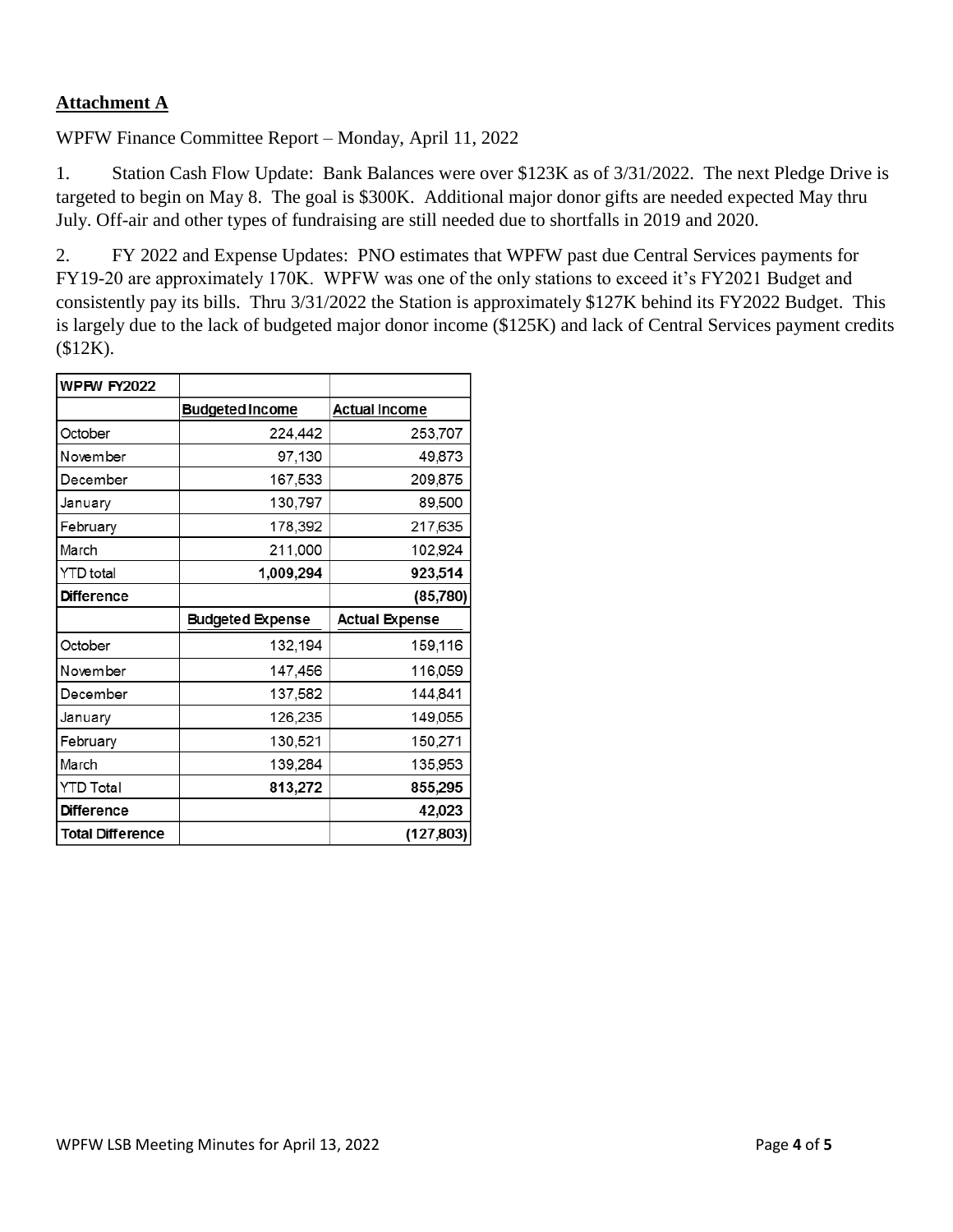**Attachment A**

WPFW Finance Committee Report – Monday, April 11, 2022

1. Station Cash Flow Update: Bank Balances were over $123K as of 3/31/2022. The next Pledge Drive is targeted to begin on May 8. The goal is $300K. Additional major donor gifts are needed expected May thru July. Off-air and other types of fundraising are still needed due to shortfalls in 2019 and 2020.

2. FY 2022 and Expense Updates: PNO estimates that WPFW past due Central Services payments for FY19-20 are approximately 170K. WPFW was one of the only stations to exceed it's FY2021 Budget and consistently pay its bills. Thru 3/31/2022 the Station is approximately $127K behind its FY2022 Budget. This is largely due to the lack of budgeted major donor income ($125K) and lack of Central Services payment credits ($12K).

| **WPFW FY2022** | | |
|---|---|---|
| | Budgeted Income | Actual Income |
| October | 224,442 | 253,707 |
| November | 97,130 | 49,873 |
| December | 167,533 | 209,875 |
| January | 130,797 | 89,500 |
| February | 178,392 | 217,635 |
| March | 211,000 | 102,924 |
| YTD total | **1,009,294** | **923,514** |
| **Difference** | | **(85,780)** |
| | Budgeted Expense | Actual Expense |
| October | 132,194 | 159,116 |
| November | 147,456 | 116,059 |
| December | 137,582 | 144,841 |
| January | 126,235 | 149,055 |
| February | 130,521 | 150,271 |
| March | 139,284 | 135,953 |
| YTD Total | **813,272** | **855,295** |
| **Difference** | | **42,023** |
| **Total Difference** | | **(127,803)** |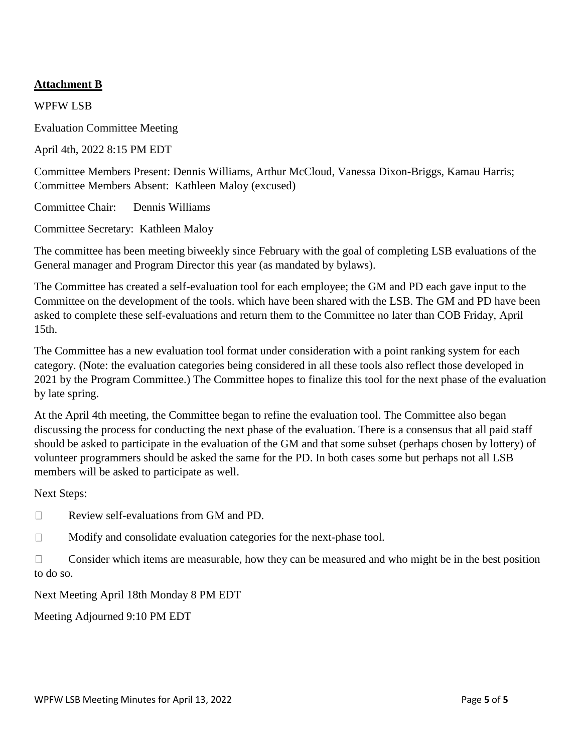**Attachment B**

WPFW LSB

Evaluation Committee Meeting

April 4th, 2022 8:15 PM EDT

Committee Members Present: Dennis Williams, Arthur McCloud, Vanessa Dixon-Briggs, Kamau Harris; Committee Members Absent: Kathleen Maloy (excused)

Committee Chair: Dennis Williams

Committee Secretary: Kathleen Maloy

The committee has been meeting biweekly since February with the goal of completing LSB evaluations of the General manager and Program Director this year (as mandated by bylaws).

The Committee has created a self-evaluation tool for each employee; the GM and PD each gave input to the Committee on the development of the tools. which have been shared with the LSB. The GM and PD have been asked to complete these self-evaluations and return them to the Committee no later than COB Friday, April 15th.

The Committee has a new evaluation tool format under consideration with a point ranking system for each category. (Note: the evaluation categories being considered in all these tools also reflect those developed in 2021 by the Program Committee.) The Committee hopes to finalize this tool for the next phase of the evaluation by late spring.

At the April 4th meeting, the Committee began to refine the evaluation tool. The Committee also began discussing the process for conducting the next phase of the evaluation. There is a consensus that all paid staff should be asked to participate in the evaluation of the GM and that some subset (perhaps chosen by lottery) of volunteer programmers should be asked the same for the PD. In both cases some but perhaps not all LSB members will be asked to participate as well.

Next Steps:

- Review self-evaluations from GM and PD.
- Modify and consolidate evaluation categories for the next-phase tool.
- Consider which items are measurable, how they can be measured and who might be in the best position to do so.

Next Meeting April 18th Monday 8 PM EDT

Meeting Adjourned 9:10 PM EDT